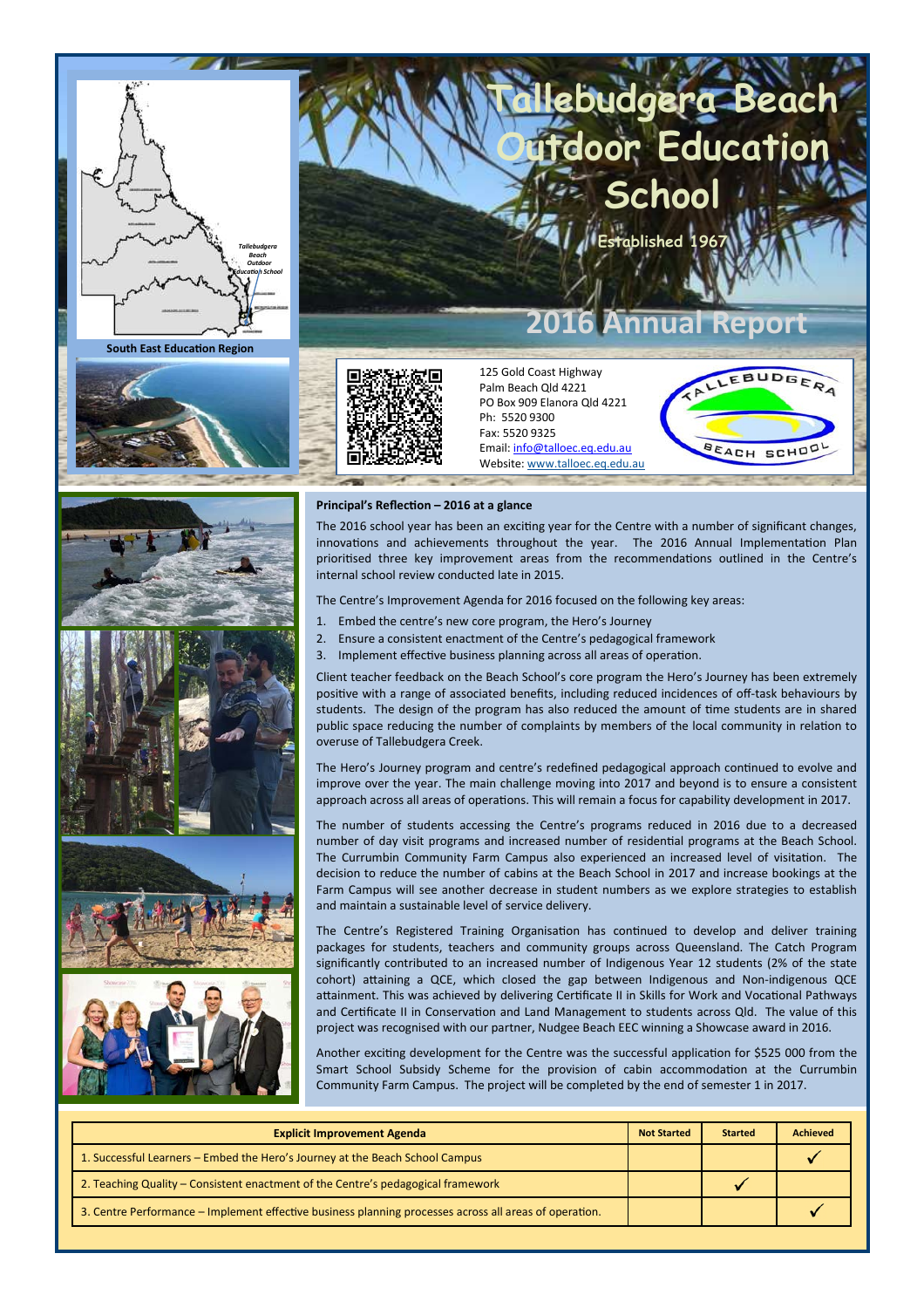# Tallebudgera Beach Outdoor Education School

Established 1967

## 2016 Annual Report

South East Education Region

125 Gold Coast Highway
Palm Beach Qld 4221
PO Box 909 Elanora Qld 4221
Ph: 5520 9300
Fax: 5520 9325
Email: info@talloec.eq.edu.au
Website: www.talloec.eq.edu.au

**Principal's Reflection – 2016 at a glance**

The 2016 school year has been an exciting year for the Centre with a number of significant changes, innovations and achievements throughout the year. The 2016 Annual Implementation Plan prioritised three key improvement areas from the recommendations outlined in the Centre's internal school review conducted late in 2015.

The Centre's Improvement Agenda for 2016 focused on the following key areas:

1. Embed the centre's new core program, the Hero's Journey
2. Ensure a consistent enactment of the Centre's pedagogical framework
3. Implement effective business planning across all areas of operation.

Client teacher feedback on the Beach School's core program the Hero's Journey has been extremely positive with a range of associated benefits, including reduced incidences of off-task behaviours by students. The design of the program has also reduced the amount of time students are in shared public space reducing the number of complaints by members of the local community in relation to overuse of Tallebudgera Creek.

The Hero's Journey program and centre's redefined pedagogical approach continued to evolve and improve over the year. The main challenge moving into 2017 and beyond is to ensure a consistent approach across all areas of operations. This will remain a focus for capability development in 2017.

The number of students accessing the Centre's programs reduced in 2016 due to a decreased number of day visit programs and increased number of residential programs at the Beach School. The Currumbin Community Farm Campus also experienced an increased level of visitation. The decision to reduce the number of cabins at the Beach School in 2017 and increase bookings at the Farm Campus will see another decrease in student numbers as we explore strategies to establish and maintain a sustainable level of service delivery.

The Centre's Registered Training Organisation has continued to develop and deliver training packages for students, teachers and community groups across Queensland. The Catch Program significantly contributed to an increased number of Indigenous Year 12 students (2% of the state cohort) attaining a QCE, which closed the gap between Indigenous and Non-indigenous QCE attainment. This was achieved by delivering Certificate II in Skills for Work and Vocational Pathways and Certificate II in Conservation and Land Management to students across Qld. The value of this project was recognised with our partner, Nudgee Beach EEC winning a Showcase award in 2016.

Another exciting development for the Centre was the successful application for $525 000 from the Smart School Subsidy Scheme for the provision of cabin accommodation at the Currumbin Community Farm Campus. The project will be completed by the end of semester 1 in 2017.

| Explicit Improvement Agenda | Not Started | Started | Achieved |
|---|---|---|---|
| 1. Successful Learners – Embed the Hero's Journey at the Beach School Campus | | | ✓ |
| 2. Teaching Quality – Consistent enactment of the Centre's pedagogical framework | | ✓ | |
| 3. Centre Performance – Implement effective business planning processes across all areas of operation. | | | ✓ |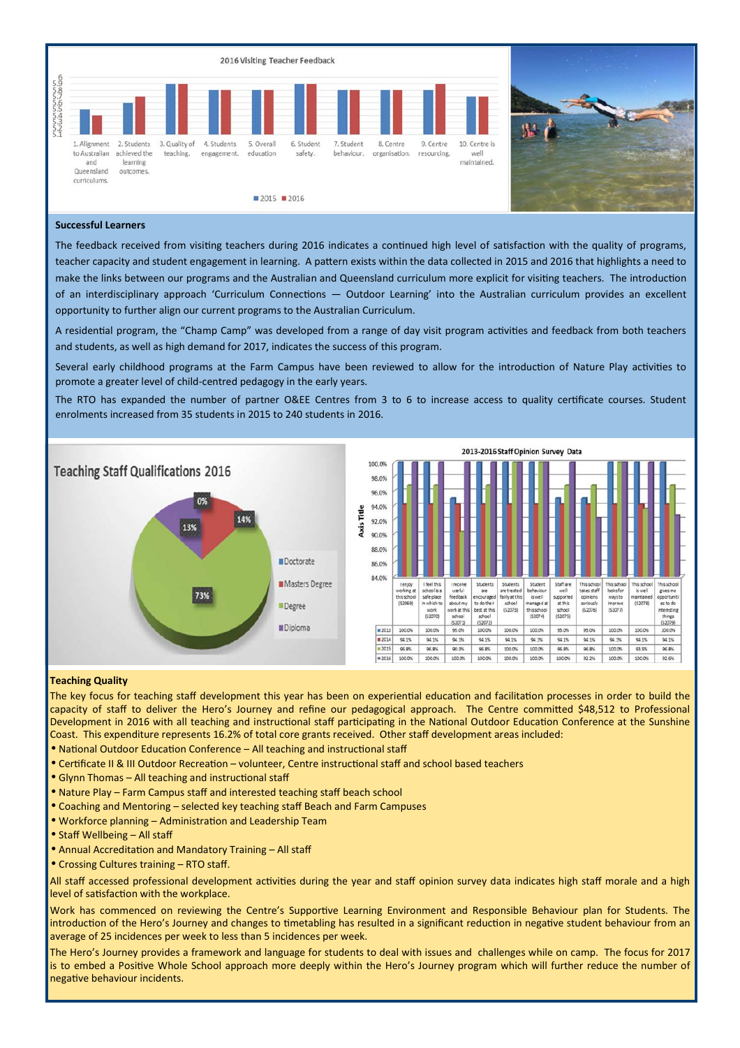**2016 Visiting Teacher Feedback**

(Chart categories: 1. Alignment to Australian and Queensland curriculums. 2. Students achieved the learning outcomes. 3. Quality of teaching. 4. Students engagement. 5. Overall education 6. Student safety. 7. Student behaviour. 8. Centre organisation. 9. Centre resourcing. 10. Centre is well maintained. Legend: 2015, 2016)

**Successful Learners**

The feedback received from visiting teachers during 2016 indicates a continued high level of satisfaction with the quality of programs, teacher capacity and student engagement in learning. A pattern exists within the data collected in 2015 and 2016 that highlights a need to make the links between our programs and the Australian and Queensland curriculum more explicit for visiting teachers. The introduction of an interdisciplinary approach 'Curriculum Connections — Outdoor Learning' into the Australian curriculum provides an excellent opportunity to further align our current programs to the Australian Curriculum.

A residential program, the "Champ Camp" was developed from a range of day visit program activities and feedback from both teachers and students, as well as high demand for 2017, indicates the success of this program.

Several early childhood programs at the Farm Campus have been reviewed to allow for the introduction of Nature Play activities to promote a greater level of child-centred pedagogy in the early years.

The RTO has expanded the number of partner O&EE Centres from 3 to 6 to increase access to quality certificate courses. Student enrolments increased from 35 students in 2015 to 240 students in 2016.

**Teaching Staff Qualifications 2016**

| Qualification | Percentage |
|---|---|
| Doctorate | 0% |
| Masters Degree | 14% |
| Degree | 73% |
| Diploma | 13% |

**2013-2016 Staff Opinion Survey Data**

| | I enjoy working at this school (S2069) | I feel this school is a safe place in which to work (S2070) | I receive useful feedback about my work at this school (S2071) | Students are encouraged to do their best at this school (S2072) | Students are treated fairly at this school (S2073) | Student behaviour is well managed at this school (S2074) | Staff are well supported at this school (S2075) | This school takes staff opinions seriously (S2076) | This school looks for ways to improve (S2077) | This school is well maintained (S2078) | This school gives me opportunities to do interesting things (S2079) |
|---|---|---|---|---|---|---|---|---|---|---|---|
| 2013 | 100.0% | 100.0% | 95.0% | 100.0% | 100.0% | 100.0% | 95.0% | 95.0% | 100.0% | 100.0% | 100.0% |
| 2014 | 94.1% | 94.1% | 94.1% | 94.1% | 94.1% | 94.1% | 94.1% | 94.1% | 94.1% | 94.1% | 94.1% |
| 2015 | 96.8% | 96.8% | 90.3% | 96.8% | 100.0% | 96.8% | 96.8% | 96.8% | 100.0% | 93.5% | 96.8% |
| 2016 | 100.0% | 100.0% | 100.0% | 100.0% | 100.0% | 100.0% | 100.0% | 92.2% | 100.0% | 100.0% | 92.6% |

**Teaching Quality**

The key focus for teaching staff development this year has been on experiential education and facilitation processes in order to build the capacity of staff to deliver the Hero's Journey and refine our pedagogical approach. The Centre committed $48,512 to Professional Development in 2016 with all teaching and instructional staff participating in the National Outdoor Education Conference at the Sunshine Coast. This expenditure represents 16.2% of total core grants received. Other staff development areas included:

- National Outdoor Education Conference – All teaching and instructional staff
- Certificate II & III Outdoor Recreation – volunteer, Centre instructional staff and school based teachers
- Glynn Thomas – All teaching and instructional staff
- Nature Play – Farm Campus staff and interested teaching staff beach school
- Coaching and Mentoring – selected key teaching staff Beach and Farm Campuses
- Workforce planning – Administration and Leadership Team
- Staff Wellbeing – All staff
- Annual Accreditation and Mandatory Training – All staff
- Crossing Cultures training – RTO staff.

All staff accessed professional development activities during the year and staff opinion survey data indicates high staff morale and a high level of satisfaction with the workplace.

Work has commenced on reviewing the Centre's Supportive Learning Environment and Responsible Behaviour plan for Students. The introduction of the Hero's Journey and changes to timetabling has resulted in a significant reduction in negative student behaviour from an average of 25 incidences per week to less than 5 incidences per week.

The Hero's Journey provides a framework and language for students to deal with issues and challenges while on camp. The focus for 2017 is to embed a Positive Whole School approach more deeply within the Hero's Journey program which will further reduce the number of negative behaviour incidents.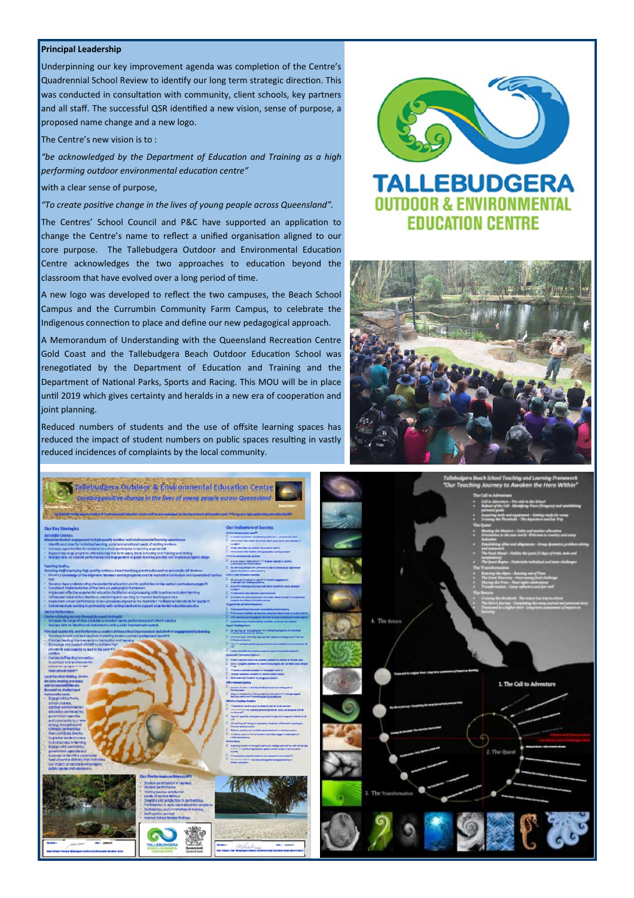**Principal Leadership**

Underpinning our key improvement agenda was completion of the Centre's Quadrennial School Review to identify our long term strategic direction. This was conducted in consultation with community, client schools, key partners and all staff. The successful QSR identified a new vision, sense of purpose, a proposed name change and a new logo.

The Centre's new vision is to :

*"be acknowledged by the Department of Education and Training as a high performing outdoor environmental education centre"*

with a clear sense of purpose,

*"To create positive change in the lives of young people across Queensland".*

The Centres' School Council and P&C have supported an application to change the Centre's name to reflect a unified organisation aligned to our core purpose. The Tallebudgera Outdoor and Environmental Education Centre acknowledges the two approaches to education beyond the classroom that have evolved over a long period of time.

A new logo was developed to reflect the two campuses, the Beach School Campus and the Currumbin Community Farm Campus, to celebrate the Indigenous connection to place and define our new pedagogical approach.

A Memorandum of Understanding with the Queensland Recreation Centre Gold Coast and the Tallebudgera Beach Outdoor Education School was renegotiated by the Department of Education and Training and the Department of National Parks, Sports and Racing. This MOU will be in place until 2019 which gives certainty and heralds in a new era of cooperation and joint planning.

Reduced numbers of students and the use of offsite learning spaces has reduced the impact of student numbers on public spaces resulting in vastly reduced incidences of complaints by the local community.

TALLEBUDGERA OUTDOOR & ENVIRONMENTAL EDUCATION CENTRE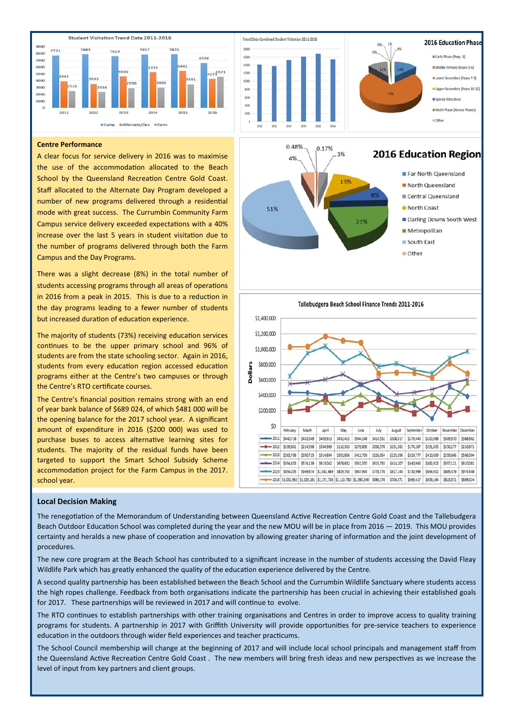Student Visitation Trend Data 2011-2016

9000
8000
7000
6000
5000
4000
3000
2000
1000
0

2011: 7731, 3901, 2516
2012: 7883, 3532, 2334
2013: 7624, 4650, 2936
2014: 7857, 5233, 3000
2015: 7876, 5441, 3501
2016: 6596, 4271, 4571

Camp, Alternate/Day, Farm

Trend Data Combined Student Visitation 2011-2016

18000
16000
14000
12000
10000
8000
6000
4000
2000
0

2011, 2012, 2013, 2014, 2015, 2016

2016 Education Phase

0%, 1%, 0%, 0%, 12%, 14%, 73%

Early Phase (Prep -3)
Middle Primary (Years 3-6)
Lower Secondary (Years 7-9)
Upper Secondary (Years 10-12)
Special Education
Multi-Phase (Across Phases)
Other

## Centre Performance

A clear focus for service delivery in 2016 was to maximise the use of the accommodation allocated to the Beach School by the Queensland Recreation Centre Gold Coast. Staff allocated to the Alternate Day Program developed a number of new programs delivered through a residential mode with great success. The Currumbin Community Farm Campus service delivery exceeded expectations with a 40% increase over the last 5 years in student visitation due to the number of programs delivered through both the Farm Campus and the Day Programs.

There was a slight decrease (8%) in the total number of students accessing programs through all areas of operations in 2016 from a peak in 2015. This is due to a reduction in the day programs leading to a fewer number of students but increased duration of education experience.

The majority of students (73%) receiving education services continues to be the upper primary school and 96% of students are from the state schooling sector. Again in 2016, students from every education region accessed education programs either at the Centre's two campuses or through the Centre's RTO certificate courses.

The Centre's financial position remains strong with an end of year bank balance of $689 024, of which $481 000 will be the opening balance for the 2017 school year. A significant amount of expenditure in 2016 ($200 000) was used to purchase buses to access alternative learning sites for students. The majority of the residual funds have been targeted to support the Smart School Subsidy Scheme accommodation project for the Farm Campus in the 2017. school year.

2016 Education Region

0.48%, 0.17%, 3%, 4%, 13%, 8%, 21%, 51%

Far North Queensland
North Queensland
Central Queensland
North Coast
Darling Downs South West
Metropolitan
South East
Other

Tallebudgera Beach School Finance Trends 2011-2016

Dollars

$1,400,000
$1,200,000
$1,000,000
$800,000
$600,000
$400,000
$200,000
$0

| | February | March | April | May | June | July | August | September | October | November | December |
|---|---|---|---|---|---|---|---|---|---|---|---|
| 2011 | $440,718 | $433,549 | $403,913 | $432,413 | $544,248 | $414,531 | $308,017 | $276,443 | $103,586 | $509,970 | $388,662 |
| 2012 | $199,801 | $214,598 | $364,989 | $110,353 | $279,809 | $350,378 | $251,362 | $174,187 | $291,035 | $156,277 | $216,871 |
| 2013 | $263,798 | $350,715 | $314,894 | $301,856 | $411,739 | $226,954 | $225,396 | $329,777 | $410,659 | $259,866 | $568,304 |
| 2014 | $554,433 | $574,139 | $613,042 | $678,632 | $551,370 | $615,753 | $414,207 | $440,943 | $482,923 | $557,121 | $610,081 |
| 2015 | $654,035 | $949,674 | $1,042,689 | $829,763 | $947,945 | $778,770 | $817,145 | $733,999 | $694,932 | $885,479 | $974,548 |
| 2016 | $1,031,953 | $1,035,261 | $1,171,736 | $1,113,780 | $1,060,246 | $686,178 | $704,371 | $696,417 | $636,184 | $823,671 | $689,024 |

## Local Decision Making

The renegotiation of the Memorandum of Understanding between Queensland Active Recreation Centre Gold Coast and the Tallebudgera Beach Outdoor Education School was completed during the year and the new MOU will be in place from 2016 — 2019. This MOU provides certainty and heralds a new phase of cooperation and innovation by allowing greater sharing of information and the joint development of procedures.

The new core program at the Beach School has contributed to a significant increase in the number of students accessing the David Fleay Wildlife Park which has greatly enhanced the quality of the education experience delivered by the Centre.

A second quality partnership has been established between the Beach School and the Currumbin Wildlife Sanctuary where students access the high ropes challenge. Feedback from both organisations indicate the partnership has been crucial in achieving their established goals for 2017. These partnerships will be reviewed in 2017 and will continue to evolve.

The RTO continues to establish partnerships with other training organisations and Centres in order to improve access to quality training programs for students. A partnership in 2017 with Griffith University will provide opportunities for pre-service teachers to experience education in the outdoors through wider field experiences and teacher practicums.

The School Council membership will change at the beginning of 2017 and will include local school principals and management staff from the Queensland Active Recreation Centre Gold Coast . The new members will bring fresh ideas and new perspectives as we increase the level of input from key partners and client groups.